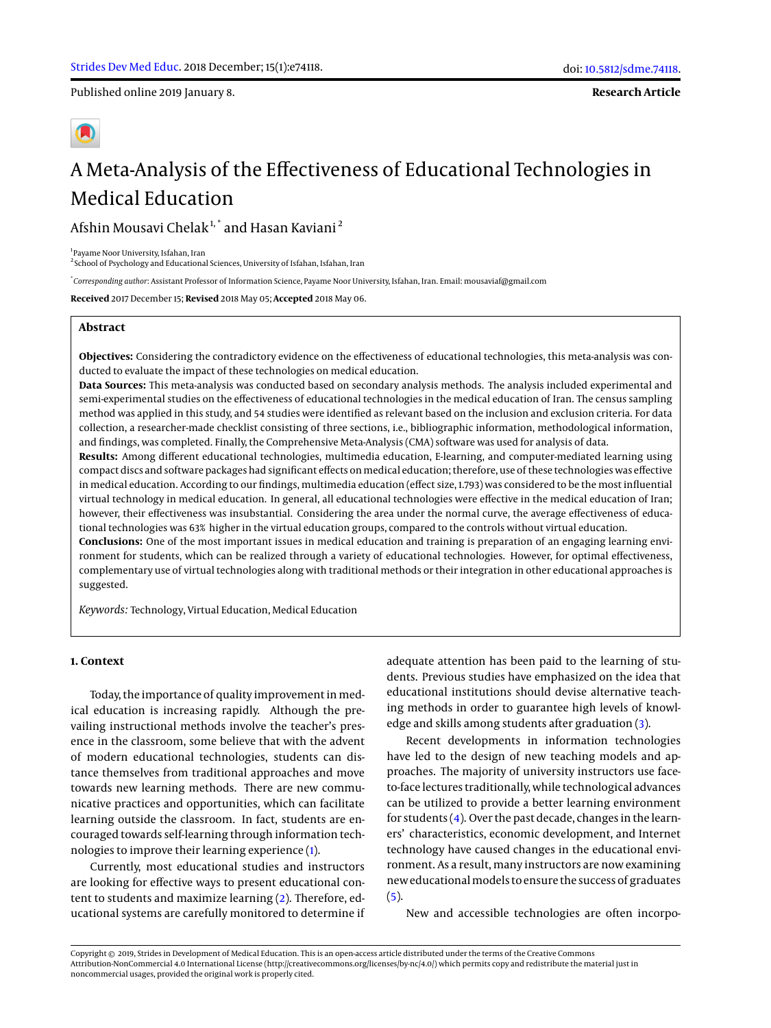Published online 2019 January 8.

**Research Article**

# A Meta-Analysis of the Effectiveness of Educational Technologies in Medical Education

Afshin Mousavi Chelak [1,*] and Hasan Kaviani [2]

[1] Payame Noor University, Isfahan, Iran
[2] School of Psychology and Educational Sciences, University of Isfahan, Isfahan, Iran

[*] *Corresponding author*: Assistant Professor of Information Science, Payame Noor University, Isfahan, Iran. Email: mousaviaf@gmail.com

**Received** 2017 December 15; **Revised** 2018 May 05; **Accepted** 2018 May 06.

## Abstract

**Objectives:** Considering the contradictory evidence on the effectiveness of educational technologies, this meta-analysis was conducted to evaluate the impact of these technologies on medical education.

**Data Sources:** This meta-analysis was conducted based on secondary analysis methods. The analysis included experimental and semi-experimental studies on the effectiveness of educational technologies in the medical education of Iran. The census sampling method was applied in this study, and 54 studies were identified as relevant based on the inclusion and exclusion criteria. For data collection, a researcher-made checklist consisting of three sections, i.e., bibliographic information, methodological information, and findings, was completed. Finally, the Comprehensive Meta-Analysis (CMA) software was used for analysis of data.

**Results:** Among different educational technologies, multimedia education, E-learning, and computer-mediated learning using compact discs and software packages had significant effects on medical education; therefore, use of these technologies was effective in medical education. According to our findings, multimedia education (effect size, 1.793) was considered to be the most influential virtual technology in medical education. In general, all educational technologies were effective in the medical education of Iran; however, their effectiveness was insubstantial. Considering the area under the normal curve, the average effectiveness of educational technologies was 63% higher in the virtual education groups, compared to the controls without virtual education.

**Conclusions:** One of the most important issues in medical education and training is preparation of an engaging learning environment for students, which can be realized through a variety of educational technologies. However, for optimal effectiveness, complementary use of virtual technologies along with traditional methods or their integration in other educational approaches is suggested.

*Keywords:* Technology, Virtual Education, Medical Education

## 1. Context

Today, the importance of quality improvement in medical education is increasing rapidly. Although the prevailing instructional methods involve the teacher's presence in the classroom, some believe that with the advent of modern educational technologies, students can distance themselves from traditional approaches and move towards new learning methods. There are new communicative practices and opportunities, which can facilitate learning outside the classroom. In fact, students are encouraged towards self-learning through information technologies to improve their learning experience (1).

Currently, most educational studies and instructors are looking for effective ways to present educational content to students and maximize learning (2). Therefore, educational systems are carefully monitored to determine if adequate attention has been paid to the learning of students. Previous studies have emphasized on the idea that educational institutions should devise alternative teaching methods in order to guarantee high levels of knowledge and skills among students after graduation (3).

Recent developments in information technologies have led to the design of new teaching models and approaches. The majority of university instructors use face-to-face lectures traditionally, while technological advances can be utilized to provide a better learning environment for students (4). Over the past decade, changes in the learners' characteristics, economic development, and Internet technology have caused changes in the educational environment. As a result, many instructors are now examining new educational models to ensure the success of graduates (5).

New and accessible technologies are often incorpo-

Copyright © 2019, Strides in Development of Medical Education. This is an open-access article distributed under the terms of the Creative Commons Attribution-NonCommercial 4.0 International License (http://creativecommons.org/licenses/by-nc/4.0/) which permits copy and redistribute the material just in noncommercial usages, provided the original work is properly cited.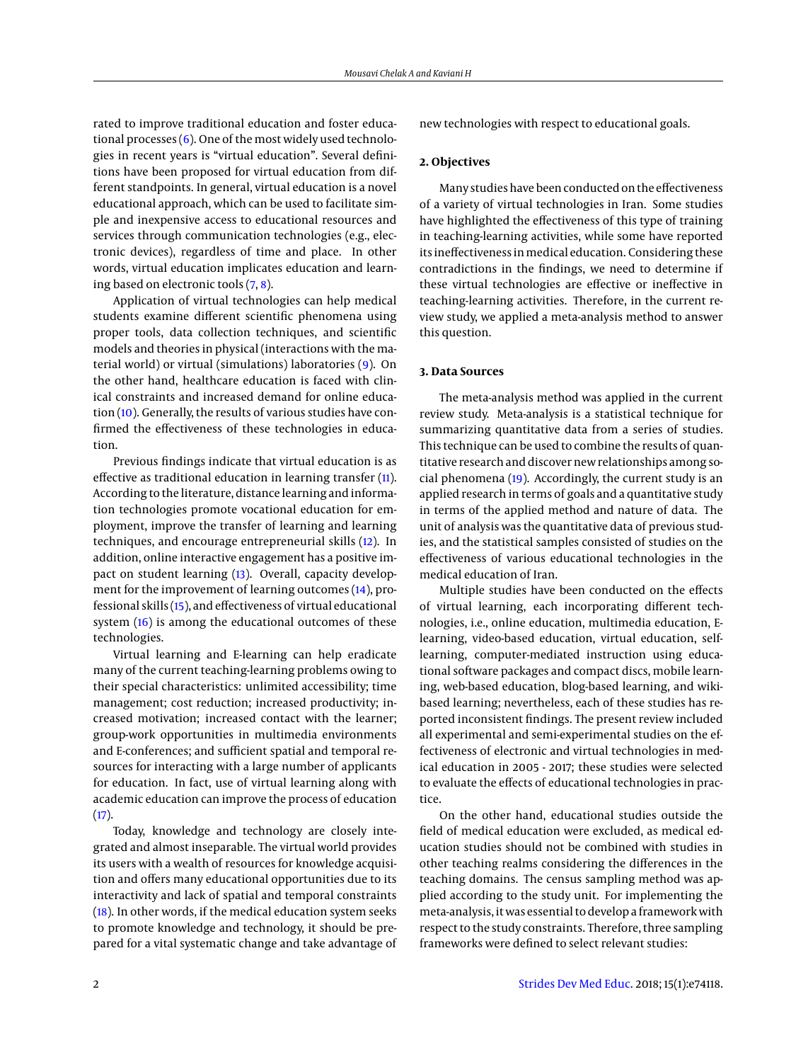rated to improve traditional education and foster educational processes (6). One of the most widely used technologies in recent years is "virtual education". Several definitions have been proposed for virtual education from different standpoints. In general, virtual education is a novel educational approach, which can be used to facilitate simple and inexpensive access to educational resources and services through communication technologies (e.g., electronic devices), regardless of time and place. In other words, virtual education implicates education and learning based on electronic tools (7, 8).

Application of virtual technologies can help medical students examine different scientific phenomena using proper tools, data collection techniques, and scientific models and theories in physical (interactions with the material world) or virtual (simulations) laboratories (9). On the other hand, healthcare education is faced with clinical constraints and increased demand for online education (10). Generally, the results of various studies have confirmed the effectiveness of these technologies in education.

Previous findings indicate that virtual education is as effective as traditional education in learning transfer (11). According to the literature, distance learning and information technologies promote vocational education for employment, improve the transfer of learning and learning techniques, and encourage entrepreneurial skills (12). In addition, online interactive engagement has a positive impact on student learning (13). Overall, capacity development for the improvement of learning outcomes (14), professional skills (15), and effectiveness of virtual educational system (16) is among the educational outcomes of these technologies.

Virtual learning and E-learning can help eradicate many of the current teaching-learning problems owing to their special characteristics: unlimited accessibility; time management; cost reduction; increased productivity; increased motivation; increased contact with the learner; group-work opportunities in multimedia environments and E-conferences; and sufficient spatial and temporal resources for interacting with a large number of applicants for education. In fact, use of virtual learning along with academic education can improve the process of education (17).

Today, knowledge and technology are closely integrated and almost inseparable. The virtual world provides its users with a wealth of resources for knowledge acquisition and offers many educational opportunities due to its interactivity and lack of spatial and temporal constraints (18). In other words, if the medical education system seeks to promote knowledge and technology, it should be prepared for a vital systematic change and take advantage of new technologies with respect to educational goals.

## 2. Objectives

Many studies have been conducted on the effectiveness of a variety of virtual technologies in Iran. Some studies have highlighted the effectiveness of this type of training in teaching-learning activities, while some have reported its ineffectiveness in medical education. Considering these contradictions in the findings, we need to determine if these virtual technologies are effective or ineffective in teaching-learning activities. Therefore, in the current review study, we applied a meta-analysis method to answer this question.

## 3. Data Sources

The meta-analysis method was applied in the current review study. Meta-analysis is a statistical technique for summarizing quantitative data from a series of studies. This technique can be used to combine the results of quantitative research and discover new relationships among social phenomena (19). Accordingly, the current study is an applied research in terms of goals and a quantitative study in terms of the applied method and nature of data. The unit of analysis was the quantitative data of previous studies, and the statistical samples consisted of studies on the effectiveness of various educational technologies in the medical education of Iran.

Multiple studies have been conducted on the effects of virtual learning, each incorporating different technologies, i.e., online education, multimedia education, E-learning, video-based education, virtual education, self-learning, computer-mediated instruction using educational software packages and compact discs, mobile learning, web-based education, blog-based learning, and wiki-based learning; nevertheless, each of these studies has reported inconsistent findings. The present review included all experimental and semi-experimental studies on the effectiveness of electronic and virtual technologies in medical education in 2005 - 2017; these studies were selected to evaluate the effects of educational technologies in practice.

On the other hand, educational studies outside the field of medical education were excluded, as medical education studies should not be combined with studies in other teaching realms considering the differences in the teaching domains. The census sampling method was applied according to the study unit. For implementing the meta-analysis, it was essential to develop a framework with respect to the study constraints. Therefore, three sampling frameworks were defined to select relevant studies: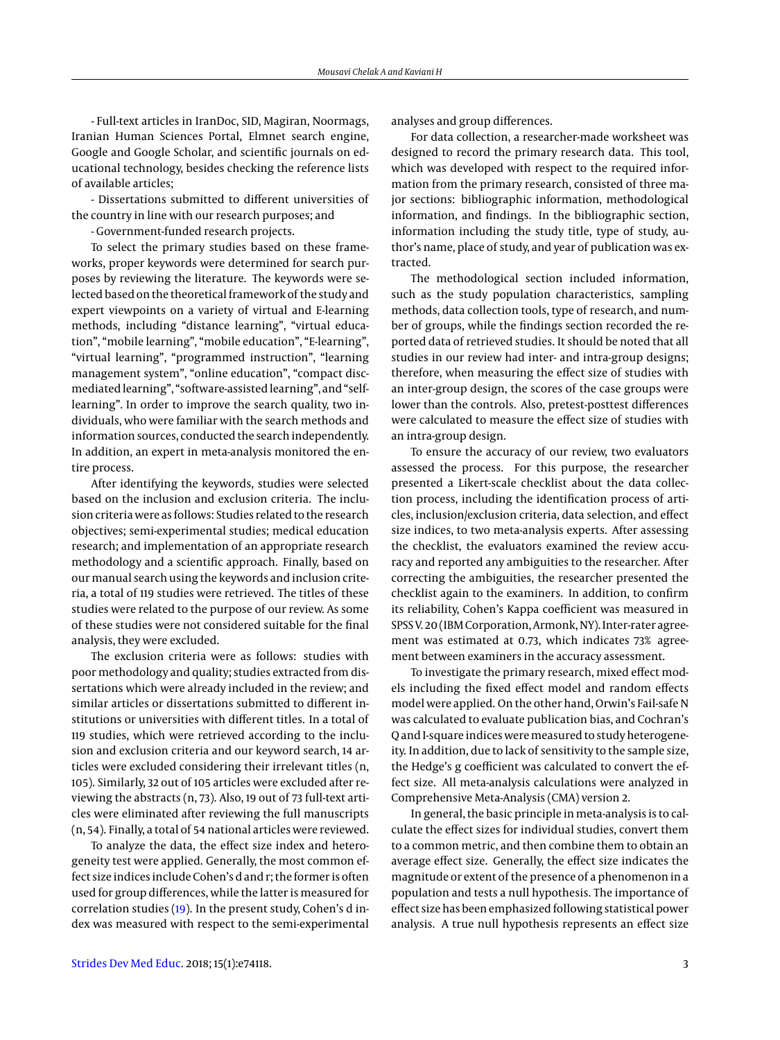- Full-text articles in IranDoc, SID, Magiran, Noormags, Iranian Human Sciences Portal, Elmnet search engine, Google and Google Scholar, and scientific journals on educational technology, besides checking the reference lists of available articles;

- Dissertations submitted to different universities of the country in line with our research purposes; and

- Government-funded research projects.

To select the primary studies based on these frameworks, proper keywords were determined for search purposes by reviewing the literature. The keywords were selected based on the theoretical framework of the study and expert viewpoints on a variety of virtual and E-learning methods, including "distance learning", "virtual education", "mobile learning", "mobile education", "E-learning", "virtual learning", "programmed instruction", "learning management system", "online education", "compact disc-mediated learning", "software-assisted learning", and "self-learning". In order to improve the search quality, two individuals, who were familiar with the search methods and information sources, conducted the search independently. In addition, an expert in meta-analysis monitored the entire process.

After identifying the keywords, studies were selected based on the inclusion and exclusion criteria. The inclusion criteria were as follows: Studies related to the research objectives; semi-experimental studies; medical education research; and implementation of an appropriate research methodology and a scientific approach. Finally, based on our manual search using the keywords and inclusion criteria, a total of 119 studies were retrieved. The titles of these studies were related to the purpose of our review. As some of these studies were not considered suitable for the final analysis, they were excluded.

The exclusion criteria were as follows: studies with poor methodology and quality; studies extracted from dissertations which were already included in the review; and similar articles or dissertations submitted to different institutions or universities with different titles. In a total of 119 studies, which were retrieved according to the inclusion and exclusion criteria and our keyword search, 14 articles were excluded considering their irrelevant titles (n, 105). Similarly, 32 out of 105 articles were excluded after reviewing the abstracts (n, 73). Also, 19 out of 73 full-text articles were eliminated after reviewing the full manuscripts (n, 54). Finally, a total of 54 national articles were reviewed.

To analyze the data, the effect size index and heterogeneity test were applied. Generally, the most common effect size indices include Cohen's d and r; the former is often used for group differences, while the latter is measured for correlation studies (19). In the present study, Cohen's d index was measured with respect to the semi-experimental analyses and group differences.

For data collection, a researcher-made worksheet was designed to record the primary research data. This tool, which was developed with respect to the required information from the primary research, consisted of three major sections: bibliographic information, methodological information, and findings. In the bibliographic section, information including the study title, type of study, author's name, place of study, and year of publication was extracted.

The methodological section included information, such as the study population characteristics, sampling methods, data collection tools, type of research, and number of groups, while the findings section recorded the reported data of retrieved studies. It should be noted that all studies in our review had inter- and intra-group designs; therefore, when measuring the effect size of studies with an inter-group design, the scores of the case groups were lower than the controls. Also, pretest-posttest differences were calculated to measure the effect size of studies with an intra-group design.

To ensure the accuracy of our review, two evaluators assessed the process. For this purpose, the researcher presented a Likert-scale checklist about the data collection process, including the identification process of articles, inclusion/exclusion criteria, data selection, and effect size indices, to two meta-analysis experts. After assessing the checklist, the evaluators examined the review accuracy and reported any ambiguities to the researcher. After correcting the ambiguities, the researcher presented the checklist again to the examiners. In addition, to confirm its reliability, Cohen's Kappa coefficient was measured in SPSS V. 20 (IBM Corporation, Armonk, NY). Inter-rater agreement was estimated at 0.73, which indicates 73% agreement between examiners in the accuracy assessment.

To investigate the primary research, mixed effect models including the fixed effect model and random effects model were applied. On the other hand, Orwin's Fail-safe N was calculated to evaluate publication bias, and Cochran's Q and I-square indices were measured to study heterogeneity. In addition, due to lack of sensitivity to the sample size, the Hedge's g coefficient was calculated to convert the effect size. All meta-analysis calculations were analyzed in Comprehensive Meta-Analysis (CMA) version 2.

In general, the basic principle in meta-analysis is to calculate the effect sizes for individual studies, convert them to a common metric, and then combine them to obtain an average effect size. Generally, the effect size indicates the magnitude or extent of the presence of a phenomenon in a population and tests a null hypothesis. The importance of effect size has been emphasized following statistical power analysis. A true null hypothesis represents an effect size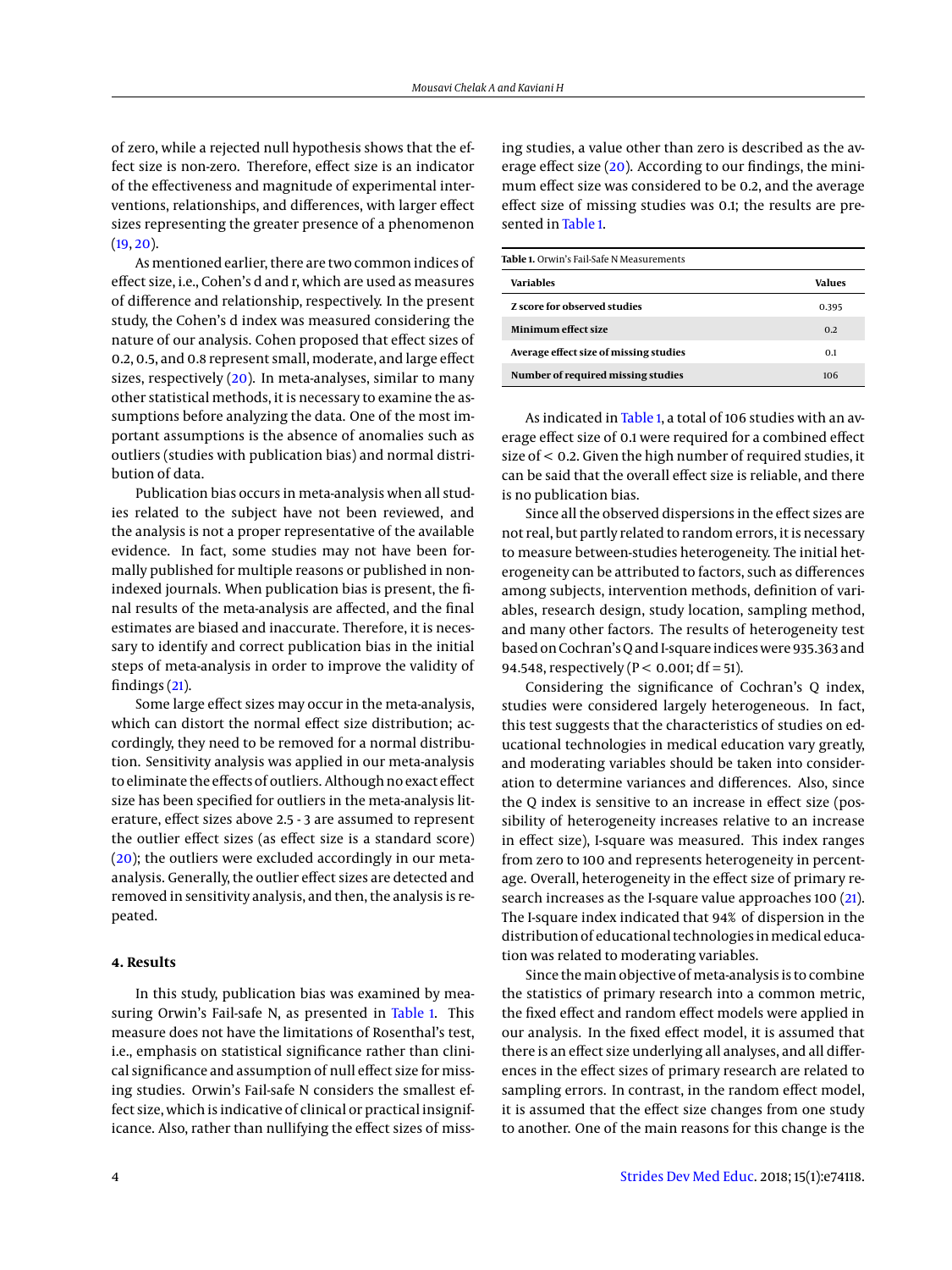of zero, while a rejected null hypothesis shows that the effect size is non-zero. Therefore, effect size is an indicator of the effectiveness and magnitude of experimental interventions, relationships, and differences, with larger effect sizes representing the greater presence of a phenomenon (19, 20).

As mentioned earlier, there are two common indices of effect size, i.e., Cohen's d and r, which are used as measures of difference and relationship, respectively. In the present study, the Cohen's d index was measured considering the nature of our analysis. Cohen proposed that effect sizes of 0.2, 0.5, and 0.8 represent small, moderate, and large effect sizes, respectively (20). In meta-analyses, similar to many other statistical methods, it is necessary to examine the assumptions before analyzing the data. One of the most important assumptions is the absence of anomalies such as outliers (studies with publication bias) and normal distribution of data.

Publication bias occurs in meta-analysis when all studies related to the subject have not been reviewed, and the analysis is not a proper representative of the available evidence. In fact, some studies may not have been formally published for multiple reasons or published in non-indexed journals. When publication bias is present, the final results of the meta-analysis are affected, and the final estimates are biased and inaccurate. Therefore, it is necessary to identify and correct publication bias in the initial steps of meta-analysis in order to improve the validity of findings (21).

Some large effect sizes may occur in the meta-analysis, which can distort the normal effect size distribution; accordingly, they need to be removed for a normal distribution. Sensitivity analysis was applied in our meta-analysis to eliminate the effects of outliers. Although no exact effect size has been specified for outliers in the meta-analysis literature, effect sizes above 2.5 - 3 are assumed to represent the outlier effect sizes (as effect size is a standard score) (20); the outliers were excluded accordingly in our meta-analysis. Generally, the outlier effect sizes are detected and removed in sensitivity analysis, and then, the analysis is repeated.

## 4. Results

In this study, publication bias was examined by measuring Orwin's Fail-safe N, as presented in Table 1. This measure does not have the limitations of Rosenthal's test, i.e., emphasis on statistical significance rather than clinical significance and assumption of null effect size for missing studies. Orwin's Fail-safe N considers the smallest effect size, which is indicative of clinical or practical insignificance. Also, rather than nullifying the effect sizes of missing studies, a value other than zero is described as the average effect size (20). According to our findings, the minimum effect size was considered to be 0.2, and the average effect size of missing studies was 0.1; the results are presented in Table 1.

**Table 1.** Orwin's Fail-Safe N Measurements

| Variables | Values |
|---|---|
| Z score for observed studies | 0.395 |
| Minimum effect size | 0.2 |
| Average effect size of missing studies | 0.1 |
| Number of required missing studies | 106 |

As indicated in Table 1, a total of 106 studies with an average effect size of 0.1 were required for a combined effect size of < 0.2. Given the high number of required studies, it can be said that the overall effect size is reliable, and there is no publication bias.

Since all the observed dispersions in the effect sizes are not real, but partly related to random errors, it is necessary to measure between-studies heterogeneity. The initial heterogeneity can be attributed to factors, such as differences among subjects, intervention methods, definition of variables, research design, study location, sampling method, and many other factors. The results of heterogeneity test based on Cochran's Q and I-square indices were 935.363 and 94.548, respectively ($P < 0.001$; $df = 51$).

Considering the significance of Cochran's Q index, studies were considered largely heterogeneous. In fact, this test suggests that the characteristics of studies on educational technologies in medical education vary greatly, and moderating variables should be taken into consideration to determine variances and differences. Also, since the Q index is sensitive to an increase in effect size (possibility of heterogeneity increases relative to an increase in effect size), I-square was measured. This index ranges from zero to 100 and represents heterogeneity in percentage. Overall, heterogeneity in the effect size of primary research increases as the I-square value approaches 100 (21). The I-square index indicated that 94% of dispersion in the distribution of educational technologies in medical education was related to moderating variables.

Since the main objective of meta-analysis is to combine the statistics of primary research into a common metric, the fixed effect and random effect models were applied in our analysis. In the fixed effect model, it is assumed that there is an effect size underlying all analyses, and all differences in the effect sizes of primary research are related to sampling errors. In contrast, in the random effect model, it is assumed that the effect size changes from one study to another. One of the main reasons for this change is the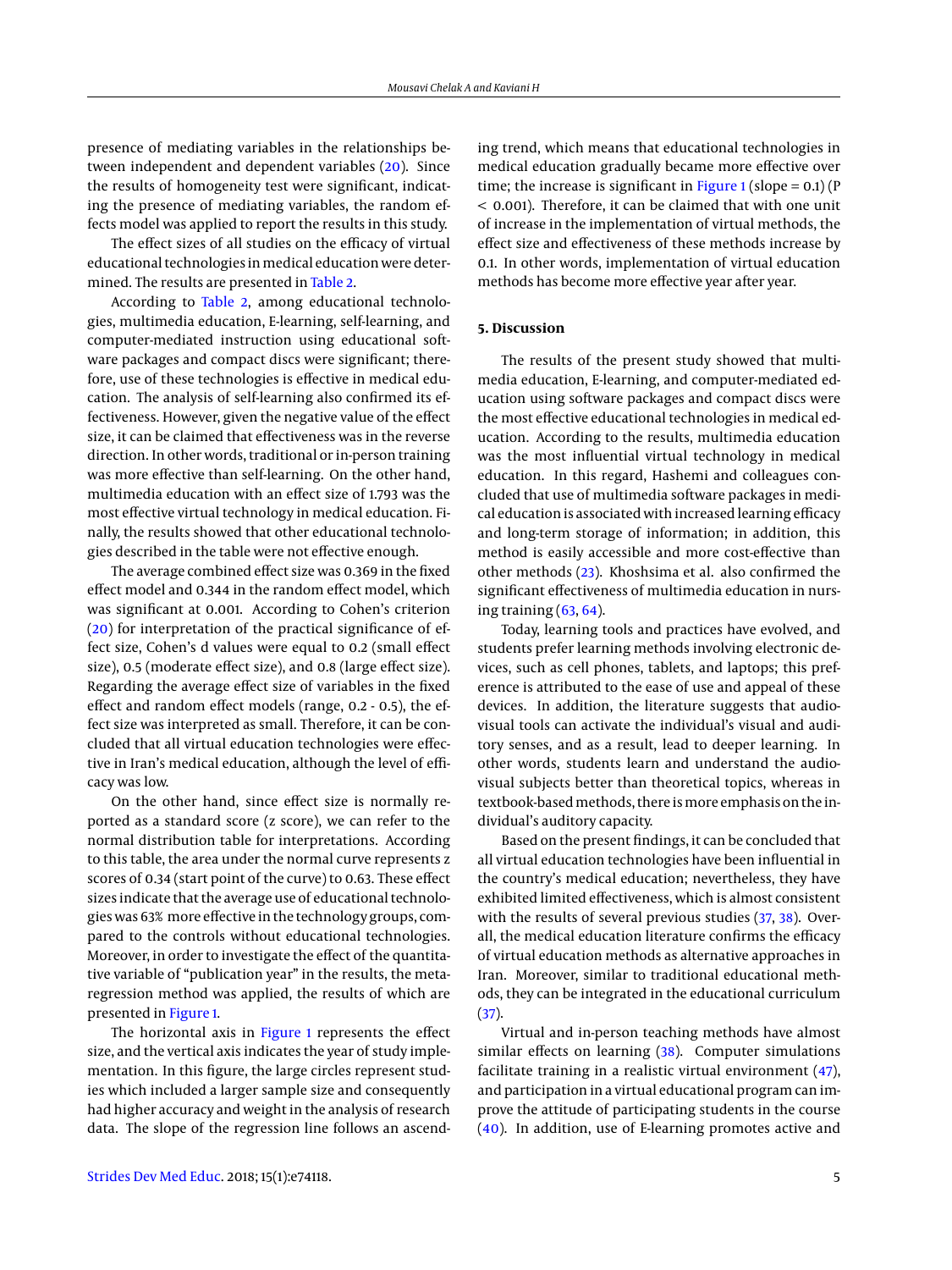presence of mediating variables in the relationships between independent and dependent variables (20). Since the results of homogeneity test were significant, indicating the presence of mediating variables, the random effects model was applied to report the results in this study.

The effect sizes of all studies on the efficacy of virtual educational technologies in medical education were determined. The results are presented in Table 2.

According to Table 2, among educational technologies, multimedia education, E-learning, self-learning, and computer-mediated instruction using educational software packages and compact discs were significant; therefore, use of these technologies is effective in medical education. The analysis of self-learning also confirmed its effectiveness. However, given the negative value of the effect size, it can be claimed that effectiveness was in the reverse direction. In other words, traditional or in-person training was more effective than self-learning. On the other hand, multimedia education with an effect size of 1.793 was the most effective virtual technology in medical education. Finally, the results showed that other educational technologies described in the table were not effective enough.

The average combined effect size was 0.369 in the fixed effect model and 0.344 in the random effect model, which was significant at 0.001. According to Cohen's criterion (20) for interpretation of the practical significance of effect size, Cohen's d values were equal to 0.2 (small effect size), 0.5 (moderate effect size), and 0.8 (large effect size). Regarding the average effect size of variables in the fixed effect and random effect models (range, 0.2 - 0.5), the effect size was interpreted as small. Therefore, it can be concluded that all virtual education technologies were effective in Iran's medical education, although the level of efficacy was low.

On the other hand, since effect size is normally reported as a standard score (z score), we can refer to the normal distribution table for interpretations. According to this table, the area under the normal curve represents z scores of 0.34 (start point of the curve) to 0.63. These effect sizes indicate that the average use of educational technologies was 63% more effective in the technology groups, compared to the controls without educational technologies. Moreover, in order to investigate the effect of the quantitative variable of "publication year" in the results, the meta-regression method was applied, the results of which are presented in Figure 1.

The horizontal axis in Figure 1 represents the effect size, and the vertical axis indicates the year of study implementation. In this figure, the large circles represent studies which included a larger sample size and consequently had higher accuracy and weight in the analysis of research data. The slope of the regression line follows an ascending trend, which means that educational technologies in medical education gradually became more effective over time; the increase is significant in Figure 1 (slope = 0.1) ($P < 0.001$). Therefore, it can be claimed that with one unit of increase in the implementation of virtual methods, the effect size and effectiveness of these methods increase by 0.1. In other words, implementation of virtual education methods has become more effective year after year.

## 5. Discussion

The results of the present study showed that multimedia education, E-learning, and computer-mediated education using software packages and compact discs were the most effective educational technologies in medical education. According to the results, multimedia education was the most influential virtual technology in medical education. In this regard, Hashemi and colleagues concluded that use of multimedia software packages in medical education is associated with increased learning efficacy and long-term storage of information; in addition, this method is easily accessible and more cost-effective than other methods (23). Khoshsima et al. also confirmed the significant effectiveness of multimedia education in nursing training (63, 64).

Today, learning tools and practices have evolved, and students prefer learning methods involving electronic devices, such as cell phones, tablets, and laptops; this preference is attributed to the ease of use and appeal of these devices. In addition, the literature suggests that audiovisual tools can activate the individual's visual and auditory senses, and as a result, lead to deeper learning. In other words, students learn and understand the audiovisual subjects better than theoretical topics, whereas in textbook-based methods, there is more emphasis on the individual's auditory capacity.

Based on the present findings, it can be concluded that all virtual education technologies have been influential in the country's medical education; nevertheless, they have exhibited limited effectiveness, which is almost consistent with the results of several previous studies (37, 38). Overall, the medical education literature confirms the efficacy of virtual education methods as alternative approaches in Iran. Moreover, similar to traditional educational methods, they can be integrated in the educational curriculum (37).

Virtual and in-person teaching methods have almost similar effects on learning (38). Computer simulations facilitate training in a realistic virtual environment (47), and participation in a virtual educational program can improve the attitude of participating students in the course (40). In addition, use of E-learning promotes active and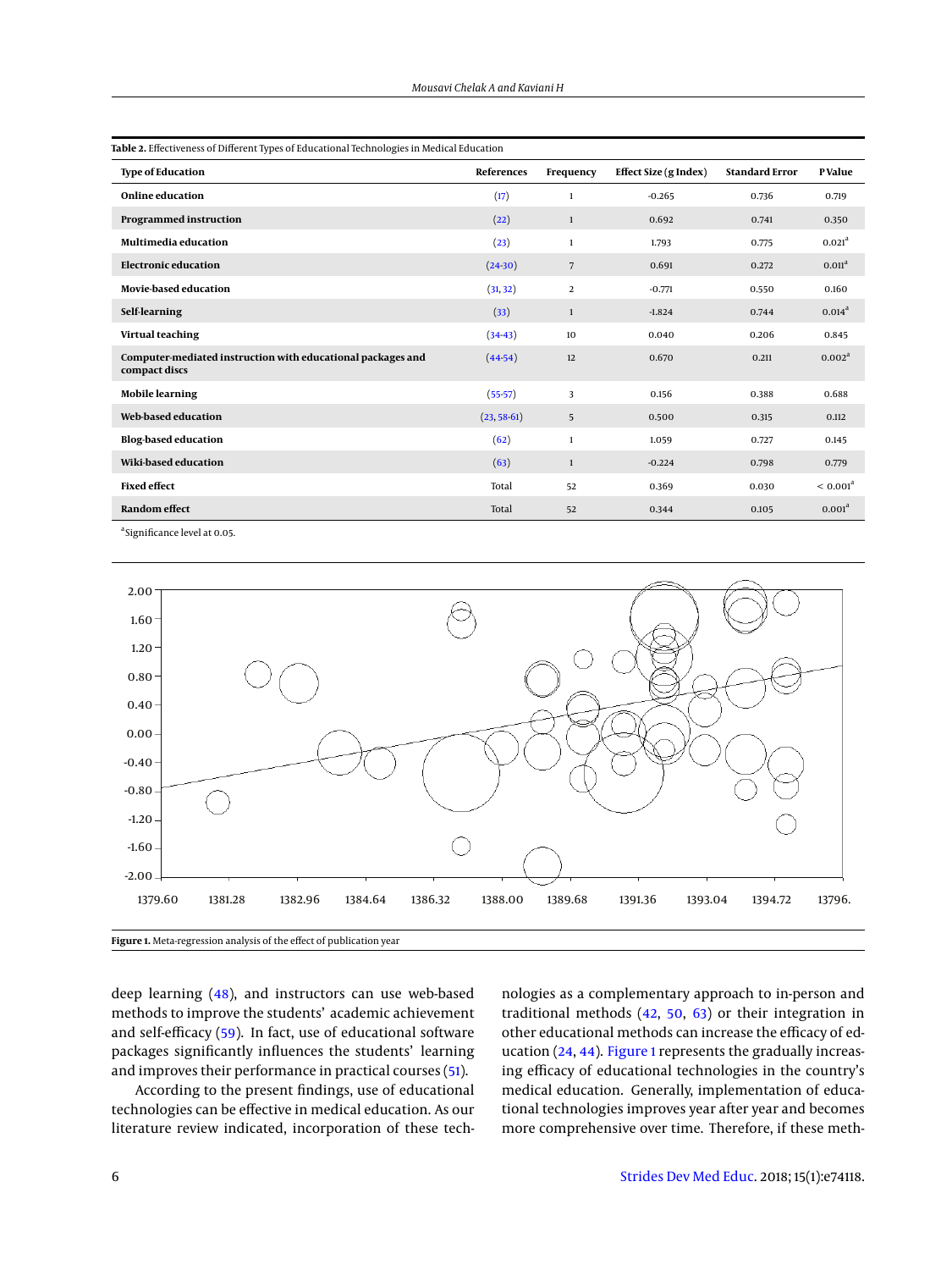**Table 2.** Effectiveness of Different Types of Educational Technologies in Medical Education

| Type of Education | References | Frequency | Effect Size (g Index) | Standard Error | P Value |
|---|---|---|---|---|---|
| **Online education** | (17) | 1 | -0.265 | 0.736 | 0.719 |
| **Programmed instruction** | (22) | 1 | 0.692 | 0.741 | 0.350 |
| **Multimedia education** | (23) | 1 | 1.793 | 0.775 | 0.021[a] |
| **Electronic education** | (24-30) | 7 | 0.691 | 0.272 | 0.011[a] |
| **Movie-based education** | (31, 32) | 2 | -0.771 | 0.550 | 0.160 |
| **Self-learning** | (33) | 1 | -1.824 | 0.744 | 0.014[a] |
| **Virtual teaching** | (34-43) | 10 | 0.040 | 0.206 | 0.845 |
| **Computer-mediated instruction with educational packages and compact discs** | (44-54) | 12 | 0.670 | 0.211 | 0.002[a] |
| **Mobile learning** | (55-57) | 3 | 0.156 | 0.388 | 0.688 |
| **Web-based education** | (23, 58-61) | 5 | 0.500 | 0.315 | 0.112 |
| **Blog-based education** | (62) | 1 | 1.059 | 0.727 | 0.145 |
| **Wiki-based education** | (63) | 1 | -0.224 | 0.798 | 0.779 |
| **Fixed effect** | Total | 52 | 0.369 | 0.030 | < 0.001[a] |
| **Random effect** | Total | 52 | 0.344 | 0.105 | 0.001[a] |

[a]Significance level at 0.05.

**Figure 1.** Meta-regression analysis of the effect of publication year

deep learning (48), and instructors can use web-based methods to improve the students' academic achievement and self-efficacy (59). In fact, use of educational software packages significantly influences the students' learning and improves their performance in practical courses (51).

According to the present findings, use of educational technologies can be effective in medical education. As our literature review indicated, incorporation of these technologies as a complementary approach to in-person and traditional methods (42, 50, 63) or their integration in other educational methods can increase the efficacy of education (24, 44). Figure 1 represents the gradually increasing efficacy of educational technologies in the country's medical education. Generally, implementation of educational technologies improves year after year and becomes more comprehensive over time. Therefore, if these meth-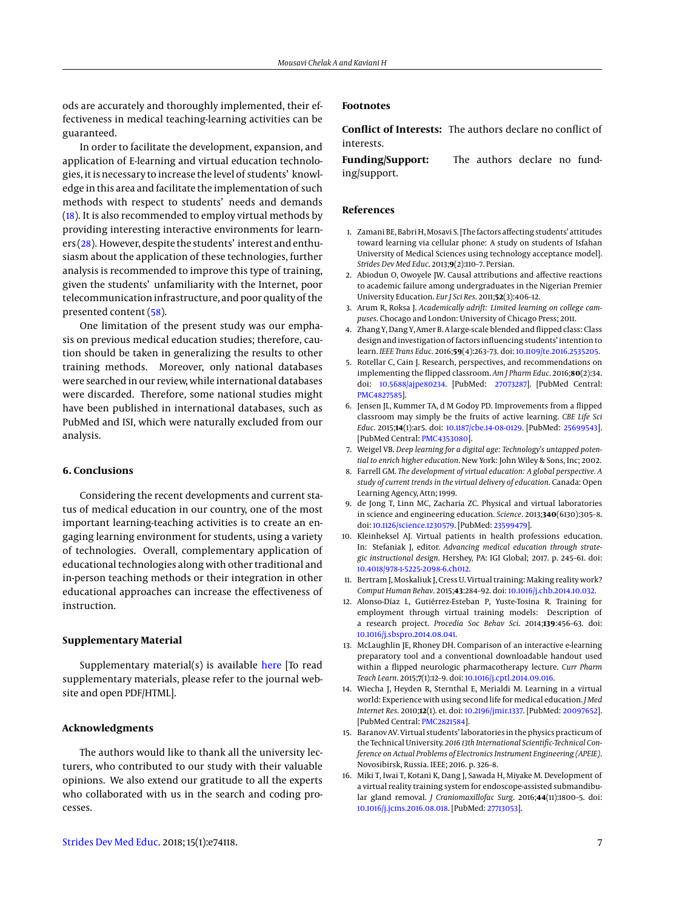ods are accurately and thoroughly implemented, their effectiveness in medical teaching-learning activities can be guaranteed.

In order to facilitate the development, expansion, and application of E-learning and virtual education technologies, it is necessary to increase the level of students' knowledge in this area and facilitate the implementation of such methods with respect to students' needs and demands (18). It is also recommended to employ virtual methods by providing interesting interactive environments for learners (28). However, despite the students' interest and enthusiasm about the application of these technologies, further analysis is recommended to improve this type of training, given the students' unfamiliarity with the Internet, poor telecommunication infrastructure, and poor quality of the presented content (58).

One limitation of the present study was our emphasis on previous medical education studies; therefore, caution should be taken in generalizing the results to other training methods. Moreover, only national databases were searched in our review, while international databases were discarded. Therefore, some national studies might have been published in international databases, such as PubMed and ISI, which were naturally excluded from our analysis.

## 6. Conclusions

Considering the recent developments and current status of medical education in our country, one of the most important learning-teaching activities is to create an engaging learning environment for students, using a variety of technologies. Overall, complementary application of educational technologies along with other traditional and in-person teaching methods or their integration in other educational approaches can increase the effectiveness of instruction.

## Supplementary Material

Supplementary material(s) is available here [To read supplementary materials, please refer to the journal website and open PDF/HTML].

## Acknowledgments

The authors would like to thank all the university lecturers, who contributed to our study with their valuable opinions. We also extend our gratitude to all the experts who collaborated with us in the search and coding processes.

## Footnotes

**Conflict of Interests:** The authors declare no conflict of interests.

**Funding/Support:** The authors declare no funding/support.

## References

1. Zamani BE, Babri H, Mosavi S. [The factors affecting students' attitudes toward learning via cellular phone: A study on students of Isfahan University of Medical Sciences using technology acceptance model]. *Strides Dev Med Educ*. 2013;**9**(2):110–7. Persian.
2. Abiodun O, Owoyele JW. Causal attributions and affective reactions to academic failure among undergraduates in the Nigerian Premier University Education. *Eur J Sci Res*. 2011;**52**(3):406–12.
3. Arum R, Roksa J. *Academically adrift: Limited learning on college campuses*. Chocago and London: University of Chicago Press; 2011.
4. Zhang Y, Dang Y, Amer B. A large-scale blended and flipped class: Class design and investigation of factors influencing students' intention to learn. *IEEE Trans Educ*. 2016;**59**(4):263–73. doi: 10.1109/te.2016.2535205.
5. Rotellar C, Cain J. Research, perspectives, and recommendations on implementing the flipped classroom. *Am J Pharm Educ*. 2016;**80**(2):34. doi: 10.5688/ajpe80234. [PubMed: 27073287]. [PubMed Central: PMC4827585].
6. Jensen JL, Kummer TA, d M Godoy PD. Improvements from a flipped classroom may simply be the fruits of active learning. *CBE Life Sci Educ*. 2015;**14**(1):ar5. doi: 10.1187/cbe.14-08-0129. [PubMed: 25699543]. [PubMed Central: PMC4353080].
7. Weigel VB. *Deep learning for a digital age: Technology's untapped potential to enrich higher education*. New York: John Wiley & Sons, Inc; 2002.
8. Farrell GM. *The development of virtual education: A global perspective. A study of current trends in the virtual delivery of education*. Canada: Open Learning Agency, Attn; 1999.
9. de Jong T, Linn MC, Zacharia ZC. Physical and virtual laboratories in science and engineering education. *Science*. 2013;**340**(6130):305–8. doi: 10.1126/science.1230579. [PubMed: 23599479].
10. Kleinheksel AJ. Virtual patients in health professions education. In: Stefaniak J, editor. *Advancing medical education through strategic instructional design*. Hershey, PA: IGI Global; 2017. p. 245–61. doi: 10.4018/978-1-5225-2098-6.ch012.
11. Bertram J, Moskaliuk J, Cress U. Virtual training: Making reality work? *Comput Human Behav*. 2015;**43**:284–92. doi: 10.1016/j.chb.2014.10.032.
12. Alonso-Díaz L, Gutiérrez-Esteban P, Yuste-Tosina R. Training for employment through virtual training models: Description of a research project. *Procedia Soc Behav Sci*. 2014;**139**:456–63. doi: 10.1016/j.sbspro.2014.08.041.
13. McLaughlin JE, Rhoney DH. Comparison of an interactive e-learning preparatory tool and a conventional downloadable handout used within a flipped neurologic pharmacotherapy lecture. *Curr Pharm Teach Learn*. 2015;**7**(1):12–9. doi: 10.1016/j.cptl.2014.09.016.
14. Wiecha J, Heyden R, Sternthal E, Merialdi M. Learning in a virtual world: Experience with using second life for medical education. *J Med Internet Res*. 2010;**12**(1). e1. doi: 10.2196/jmir.1337. [PubMed: 20097652]. [PubMed Central: PMC2821584].
15. Baranov AV. Virtual students' laboratories in the physics practicum of the Technical University. *2016 13th International Scientific-Technical Conference on Actual Problems of Electronics Instrument Engineering (APEIE)*. Novosibirsk, Russia. IEEE; 2016. p. 326–8.
16. Miki T, Iwai T, Kotani K, Dang J, Sawada H, Miyake M. Development of a virtual reality training system for endoscope-assisted submandibular gland removal. *J Craniomaxillofac Surg*. 2016;**44**(11):1800–5. doi: 10.1016/j.jcms.2016.08.018. [PubMed: 27713053].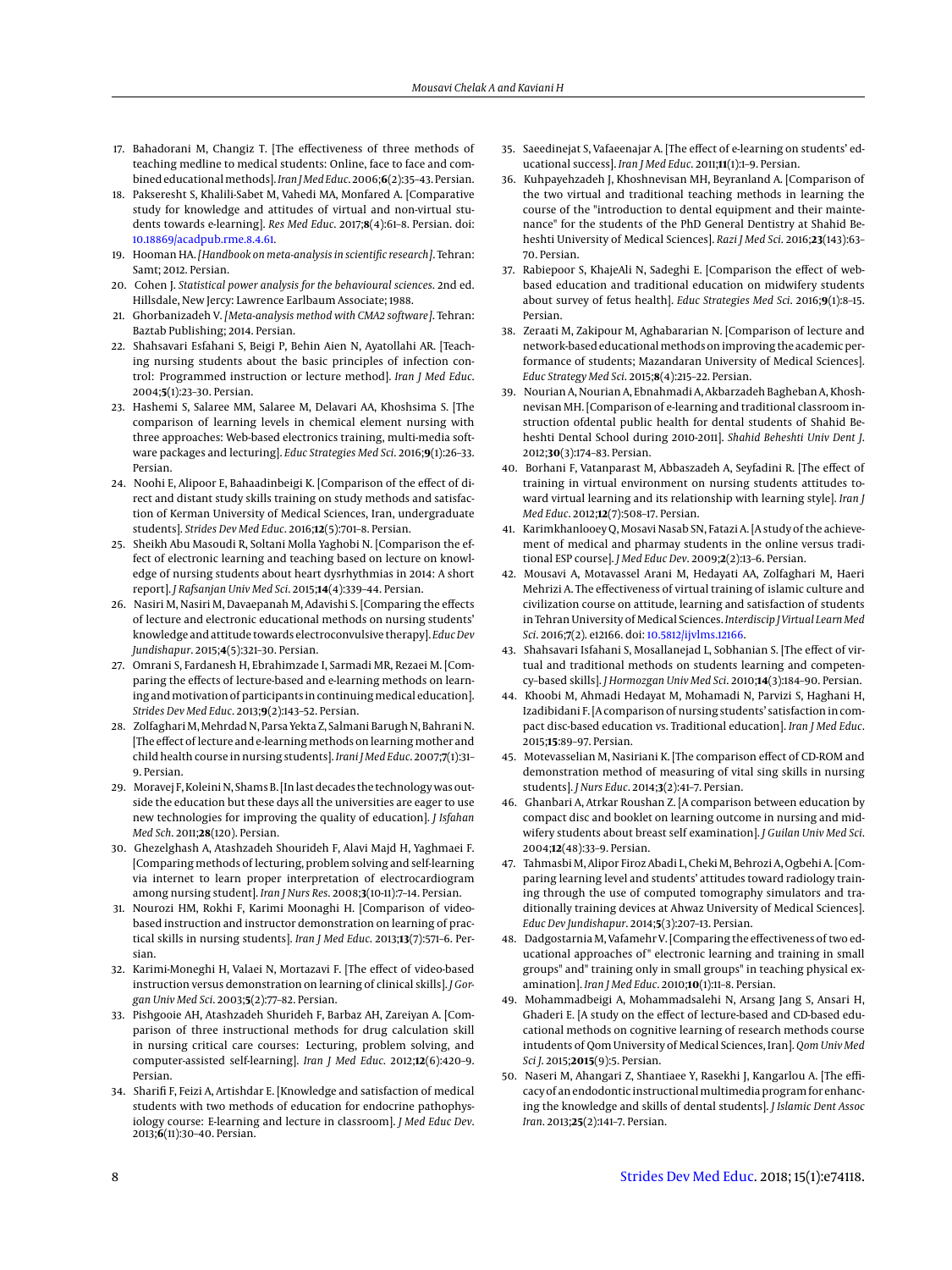17. Bahadorani M, Changiz T. [The effectiveness of three methods of teaching medline to medical students: Online, face to face and combined educational methods]. *Iran J Med Educ*. 2006;**6**(2):35–43. Persian.
18. Pakseresht S, Khalili-Sabet M, Vahedi MA, Monfared A. [Comparative study for knowledge and attitudes of virtual and non-virtual students towards e-learning]. *Res Med Educ*. 2017;**8**(4):61–8. Persian. doi: 10.18869/acadpub.rme.8.4.61.
19. Hooman HA. *[Handbook on meta-analysis in scientific research]*. Tehran: Samt; 2012. Persian.
20. Cohen J. *Statistical power analysis for the behavioural sciences*. 2nd ed. Hillsdale, New Jercy: Lawrence Earlbaum Associate; 1988.
21. Ghorbanizadeh V. *[Meta-analysis method with CMA2 software]*. Tehran: Baztab Publishing; 2014. Persian.
22. Shahsavari Esfahani S, Beigi P, Behin Aien N, Ayatollahi AR. [Teaching nursing students about the basic principles of infection control: Programmed instruction or lecture method]. *Iran J Med Educ*. 2004;**5**(1):23–30. Persian.
23. Hashemi S, Salaree MM, Salaree M, Delavari AA, Khoshsima S. [The comparison of learning levels in chemical element nursing with three approaches: Web-based electronics training, multi-media software packages and lecturing]. *Educ Strategies Med Sci*. 2016;**9**(1):26–33. Persian.
24. Noohi E, Alipoor E, Bahaadinbeigi K. [Comparison of the effect of direct and distant study skills training on study methods and satisfaction of Kerman University of Medical Sciences, Iran, undergraduate students]. *Strides Dev Med Educ*. 2016;**12**(5):701–8. Persian.
25. Sheikh Abu Masoudi R, Soltani Molla Yaghobi N. [Comparison the effect of electronic learning and teaching based on lecture on knowledge of nursing students about heart dysrhythmias in 2014: A short report]. *J Rafsanjan Univ Med Sci*. 2015;**14**(4):339–44. Persian.
26. Nasiri M, Nasiri M, Davaepanah M, Adavishi S. [Comparing the effects of lecture and electronic educational methods on nursing students' knowledge and attitude towards electroconvulsive therapy]. *Educ Dev Jundishapur*. 2015;**4**(5):321–30. Persian.
27. Omrani S, Fardanesh H, Ebrahimzade I, Sarmadi MR, Rezaei M. [Comparing the effects of lecture-based and e-learning methods on learning and motivation of participants in continuing medical education]. *Strides Dev Med Educ*. 2013;**9**(2):143–52. Persian.
28. Zolfaghari M, Mehrdad N, Parsa Yekta Z, Salmani Barugh N, Bahrani N. [The effect of lecture and e-learning methods on learning mother and child health course in nursing students]. *Irani J Med Educ*. 2007;**7**(1):31–9. Persian.
29. Moravej F, Koleini N, Shams B. [In last decades the technology was outside the education but these days all the universities are eager to use new technologies for improving the quality of education]. *J Isfahan Med Sch*. 2011;**28**(120). Persian.
30. Ghezelghash A, Atashzadeh Shourideh F, Alavi Majd H, Yaghmaei F. [Comparing methods of lecturing, problem solving and self-learning via internet to learn proper interpretation of electrocardiogram among nursing student]. *Iran J Nurs Res*. 2008;**3**(10-11):7–14. Persian.
31. Nourozi HM, Rokhi F, Karimi Moonaghi H. [Comparison of video-based instruction and instructor demonstration on learning of practical skills in nursing students]. *Iran J Med Educ*. 2013;**13**(7):571–6. Persian.
32. Karimi-Moneghi H, Valaei N, Mortazavi F. [The effect of video-based instruction versus demonstration on learning of clinical skills]. *J Gorgan Univ Med Sci*. 2003;**5**(2):77–82. Persian.
33. Pishgooie AH, Atashzadeh Shurideh F, Barbaz AH, Zareiyan A. [Comparison of three instructional methods for drug calculation skill in nursing critical care courses: Lecturing, problem solving, and computer-assisted self-learning]. *Iran J Med Educ*. 2012;**12**(6):420–9. Persian.
34. Sharifi F, Feizi A, Artishdar E. [Knowledge and satisfaction of medical students with two methods of education for endocrine pathophysiology course: E-learning and lecture in classroom]. *J Med Educ Dev*. 2013;**6**(11):30–40. Persian.
35. Saeedinejat S, Vafaeenajar A. [The effect of e-learning on students' educational success]. *Iran J Med Educ*. 2011;**11**(1):1–9. Persian.
36. Kuhpayehzadeh J, Khoshnevisan MH, Beyranland A. [Comparison of the two virtual and traditional teaching methods in learning the course of the "introduction to dental equipment and their maintenance" for the students of the PhD General Dentistry at Shahid Beheshti University of Medical Sciences]. *Razi J Med Sci*. 2016;**23**(143):63–70. Persian.
37. Rabiepoor S, KhajeAli N, Sadeghi E. [Comparison the effect of web-based education and traditional education on midwifery students about survey of fetus health]. *Educ Strategies Med Sci*. 2016;**9**(1):8–15. Persian.
38. Zeraati M, Zakipour M, Aghabararian N. [Comparison of lecture and network-based educational methods on improving the academic performance of students; Mazandaran University of Medical Sciences]. *Educ Strategy Med Sci*. 2015;**8**(4):215–22. Persian.
39. Nourian A, Nourian A, Ebnahmadi A, Akbarzadeh Bagheban A, Khoshnevisan MH. [Comparison of e-learning and traditional classroom instruction ofdental public health for dental students of Shahid Beheshti Dental School during 2010-2011]. *Shahid Beheshti Univ Dent J*. 2012;**30**(3):174–83. Persian.
40. Borhani F, Vatanparast M, Abbaszadeh A, Seyfadini R. [The effect of training in virtual environment on nursing students attitudes toward virtual learning and its relationship with learning style]. *Iran J Med Educ*. 2012;**12**(7):508–17. Persian.
41. Karimkhanlooey Q, Mosavi Nasab SN, Fatazi A. [A study of the achievement of medical and pharmacy students in the online versus traditional ESP course]. *J Med Educ Dev*. 2009;**2**(2):13–6. Persian.
42. Mousavi A, Motavassel Arani M, Hedayati AA, Zolfaghari M, Haeri Mehrizi A. The effectiveness of virtual training of islamic culture and civilization course on attitude, learning and satisfaction of students in Tehran University of Medical Sciences. *Interdiscip J Virtual Learn Med Sci*. 2016;**7**(2). e12166. doi: 10.5812/ijvlms.12166.
43. Shahsavari Isfahani S, Mosallanejad L, Sobhanian S. [The effect of virtual and traditional methods on students learning and competency-based skills]. *J Hormozgan Univ Med Sci*. 2010;**14**(3):184–90. Persian.
44. Khoobi M, Ahmadi Hedayat M, Mohamadi N, Parvizi S, Haghani H, Izadibidani F. [A comparison of nursing students' satisfaction in compact disc-based education vs. Traditional education]. *Iran J Med Educ*. 2015;**15**:89–97. Persian.
45. Motevasselian M, Nasiriani K. [The comparison effect of CD-ROM and demonstration method of measuring of vital sing skills in nursing students]. *J Nurs Educ*. 2014;**3**(2):41–7. Persian.
46. Ghanbari A, Atrkar Roushan Z. [A comparison between education by compact disc and booklet on learning outcome in nursing and midwifery students about breast self examination]. *J Guilan Univ Med Sci*. 2004;**12**(48):33–9. Persian.
47. Tahmasbi M, Alipor Firoz Abadi L, Cheki M, Behrozi A, Ogbehi A. [Comparing learning level and students' attitudes toward radiology training through the use of computed tomography simulators and traditionally training devices at Ahwaz University of Medical Sciences]. *Educ Dev Jundishapur*. 2014;**5**(3):207–13. Persian.
48. Dadgostarnia M, Vafamehr V. [Comparing the effectiveness of two educational approaches of" electronic learning and training in small groups" and" training only in small groups" in teaching physical examination]. *Iran J Med Educ*. 2010;**10**(1):11–8. Persian.
49. Mohammadbeigi A, Mohammadsalehi N, Arsang Jang S, Ansari H, Ghaderi E. [A study on the effect of lecture-based and CD-based educational methods on cognitive learning of research methods course intudents of Qom University of Medical Sciences, Iran]. *Qom Univ Med Sci J*. 2015;**2015**(9):5. Persian.
50. Naseri M, Ahangari Z, Shantiaee Y, Rasekhi J, Kangarlou A. [The efficacy of an endodontic instructional multimedia program for enhancing the knowledge and skills of dental students]. *J Islamic Dent Assoc Iran*. 2013;**25**(2):141–7. Persian.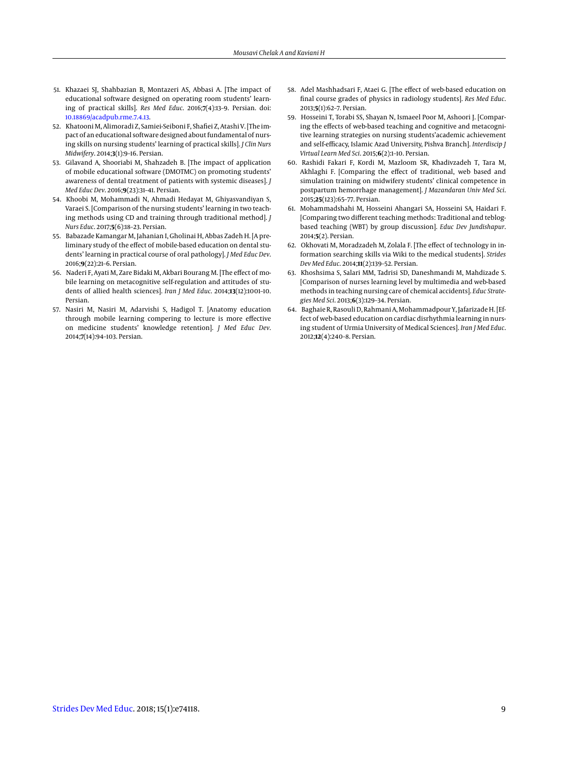51. Khazaei SJ, Shahbazian B, Montazeri AS, Abbasi A. [The impact of educational software designed on operating room students' learning of practical skills]. *Res Med Educ*. 2016;**7**(4):13–9. Persian. doi: 10.18869/acadpub.rme.7.4.13.
52. Khatooni M, Alimoradi Z, Samiei-Seiboni F, Shafiei Z, Atashi V. [The impact of an educational software designed about fundamental of nursing skills on nursing students' learning of practical skills]. *J Clin Nurs Midwifery*. 2014;**3**(1):9–16. Persian.
53. Gilavand A, Shooriabi M, Shahzadeh B. [The impact of application of mobile educational software (DMOTMC) on promoting students' awareness of dental treatment of patients with systemic diseases]. *J Med Educ Dev*. 2016;**9**(23):31–41. Persian.
54. Khoobi M, Mohammadi N, Ahmadi Hedayat M, Ghiyasvandiyan S, Varaei S. [Comparison of the nursing students' learning in two teaching methods using CD and training through traditional method]. *J Nurs Educ*. 2017;**5**(6):18–23. Persian.
55. Babazade Kamangar M, Jahanian I, Gholinai H, Abbas Zadeh H. [A preliminary study of the effect of mobile-based education on dental students' learning in practical course of oral pathology]. *J Med Educ Dev*. 2016;**9**(22):21–6. Persian.
56. Naderi F, Ayati M, Zare Bidaki M, Akbari Bourang M. [The effect of mobile learning on metacognitive self-regulation and attitudes of students of allied health sciences]. *Iran J Med Educ*. 2014;**13**(12):1001–10. Persian.
57. Nasiri M, Nasiri M, Adarvishi S, Hadigol T. [Anatomy education through mobile learning compering to lecture is more effective on medicine students' knowledge retention]. *J Med Educ Dev*. 2014;**7**(14):94–103. Persian.
58. Adel Mashhadsari F, Ataei G. [The effect of web-based education on final course grades of physics in radiology students]. *Res Med Educ*. 2013;**5**(1):62–7. Persian.
59. Hosseini T, Torabi SS, Shayan N, Ismaeel Poor M, Ashoori J. [Comparing the effects of web-based teaching and cognitive and metacognitive learning strategies on nursing students'academic achievement and self-efficacy, Islamic Azad University, Pishva Branch]. *Interdiscip J Virtual Learn Med Sci*. 2015;**6**(2):1–10. Persian.
60. Rashidi Fakari F, Kordi M, Mazloom SR, Khadivzadeh T, Tara M, Akhlaghi F. [Comparing the effect of traditional, web based and simulation training on midwifery students' clinical competence in postpartum hemorrhage management]. *J Mazandaran Univ Med Sci*. 2015;**25**(123):65–77. Persian.
61. Mohammadshahi M, Hosseini Ahangari SA, Hosseini SA, Haidari F. [Comparing two different teaching methods: Traditional and teblog-based teaching (WBT) by group discussion]. *Educ Dev Jundishapur*. 2014;**5**(2). Persian.
62. Okhovati M, Moradzadeh M, Zolala F. [The effect of technology in information searching skills via Wiki to the medical students]. *Strides Dev Med Educ*. 2014;**11**(2):139–52. Persian.
63. Khoshsima S, Salari MM, Tadrisi SD, Daneshmandi M, Mahdizade S. [Comparison of nurses learning level by multimedia and web-based methods in teaching nursing care of chemical accidents]. *Educ Strategies Med Sci*. 2013;**6**(3):129–34. Persian.
64. Baghaie R, Rasouli D, Rahmani A, Mohammadpour Y, Jafarizade H. [Effect of web-based education on cardiac disrhythmia learning in nursing student of Urmia University of Medical Sciences]. *Iran J Med Educ*. 2012;**12**(4):240–8. Persian.